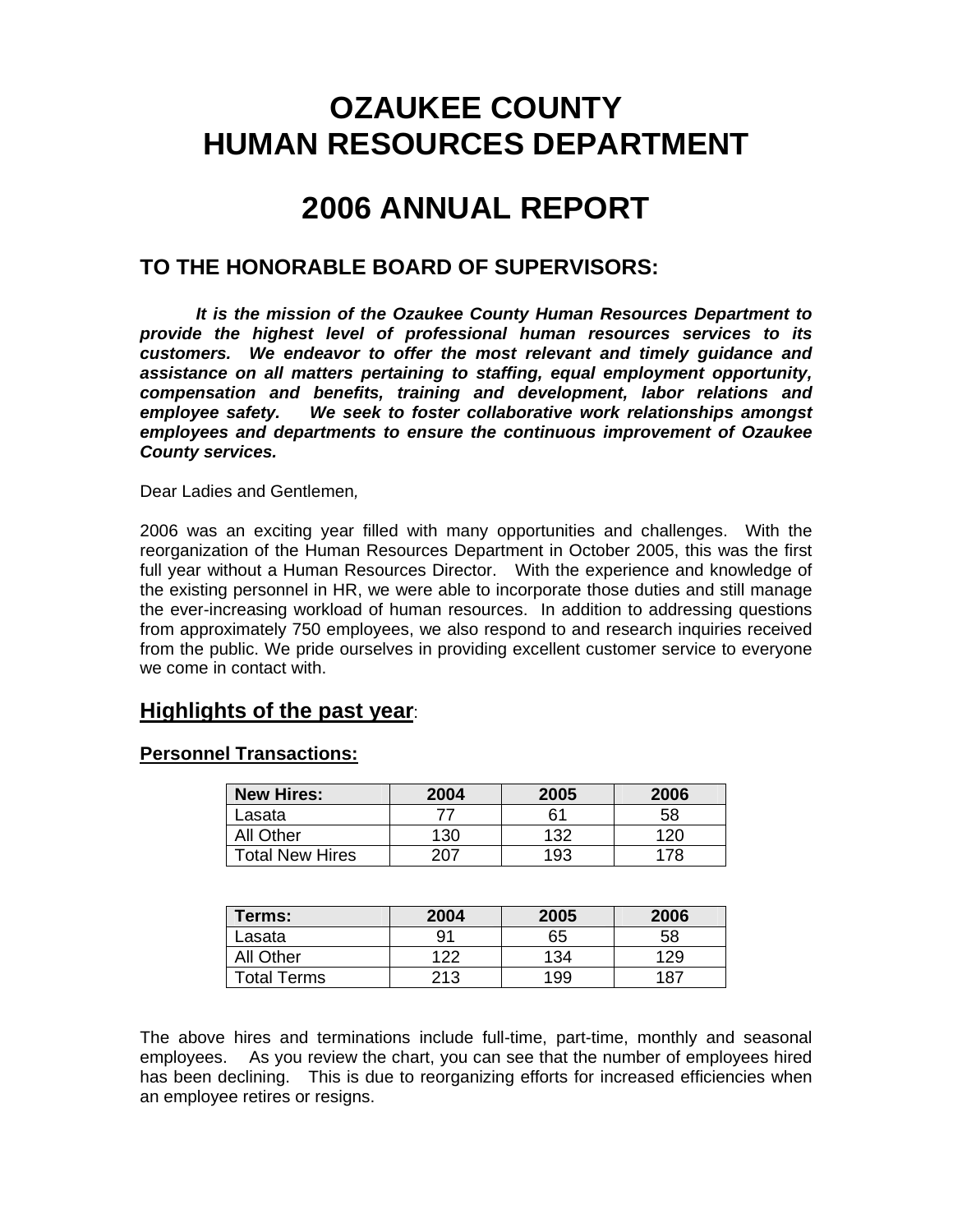# OZAUKEE COUNTY
# HUMAN RESOURCES DEPARTMENT

# 2006 ANNUAL REPORT

## TO THE HONORABLE BOARD OF SUPERVISORS:

***It is the mission of the Ozaukee County Human Resources Department to provide the highest level of professional human resources services to its customers. We endeavor to offer the most relevant and timely guidance and assistance on all matters pertaining to staffing, equal employment opportunity, compensation and benefits, training and development, labor relations and employee safety. We seek to foster collaborative work relationships amongst employees and departments to ensure the continuous improvement of Ozaukee County services.***

Dear Ladies and Gentlemen,

2006 was an exciting year filled with many opportunities and challenges. With the reorganization of the Human Resources Department in October 2005, this was the first full year without a Human Resources Director. With the experience and knowledge of the existing personnel in HR, we were able to incorporate those duties and still manage the ever-increasing workload of human resources. In addition to addressing questions from approximately 750 employees, we also respond to and research inquiries received from the public. We pride ourselves in providing excellent customer service to everyone we come in contact with.

## Highlights of the past year:

### Personnel Transactions:

| New Hires: | 2004 | 2005 | 2006 |
|---|---|---|---|
| Lasata | 77 | 61 | 58 |
| All Other | 130 | 132 | 120 |
| Total New Hires | 207 | 193 | 178 |

| Terms: | 2004 | 2005 | 2006 |
|---|---|---|---|
| Lasata | 91 | 65 | 58 |
| All Other | 122 | 134 | 129 |
| Total Terms | 213 | 199 | 187 |

The above hires and terminations include full-time, part-time, monthly and seasonal employees. As you review the chart, you can see that the number of employees hired has been declining. This is due to reorganizing efforts for increased efficiencies when an employee retires or resigns.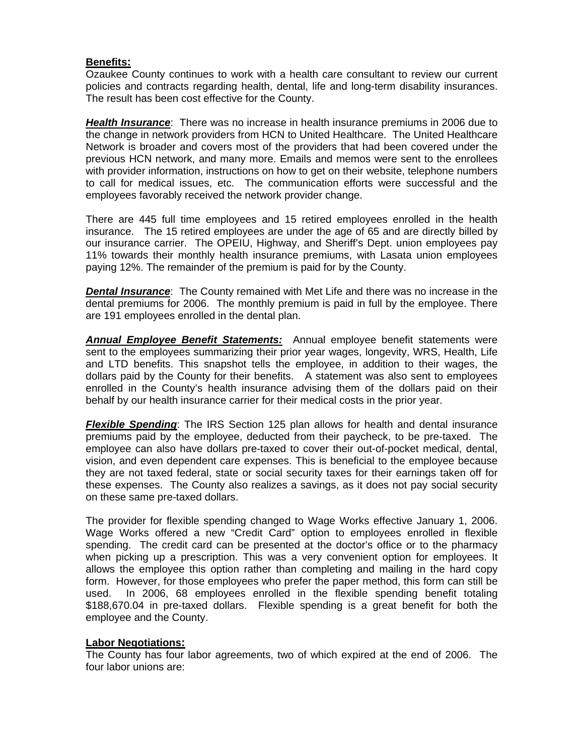**Benefits:**
Ozaukee County continues to work with a health care consultant to review our current policies and contracts regarding health, dental, life and long-term disability insurances. The result has been cost effective for the County.

***Health Insurance***: There was no increase in health insurance premiums in 2006 due to the change in network providers from HCN to United Healthcare. The United Healthcare Network is broader and covers most of the providers that had been covered under the previous HCN network, and many more. Emails and memos were sent to the enrollees with provider information, instructions on how to get on their website, telephone numbers to call for medical issues, etc. The communication efforts were successful and the employees favorably received the network provider change.

There are 445 full time employees and 15 retired employees enrolled in the health insurance. The 15 retired employees are under the age of 65 and are directly billed by our insurance carrier. The OPEIU, Highway, and Sheriff's Dept. union employees pay 11% towards their monthly health insurance premiums, with Lasata union employees paying 12%. The remainder of the premium is paid for by the County.

***Dental Insurance***: The County remained with Met Life and there was no increase in the dental premiums for 2006. The monthly premium is paid in full by the employee. There are 191 employees enrolled in the dental plan.

***Annual Employee Benefit Statements:*** Annual employee benefit statements were sent to the employees summarizing their prior year wages, longevity, WRS, Health, Life and LTD benefits. This snapshot tells the employee, in addition to their wages, the dollars paid by the County for their benefits. A statement was also sent to employees enrolled in the County's health insurance advising them of the dollars paid on their behalf by our health insurance carrier for their medical costs in the prior year.

***Flexible Spending***: The IRS Section 125 plan allows for health and dental insurance premiums paid by the employee, deducted from their paycheck, to be pre-taxed. The employee can also have dollars pre-taxed to cover their out-of-pocket medical, dental, vision, and even dependent care expenses. This is beneficial to the employee because they are not taxed federal, state or social security taxes for their earnings taken off for these expenses. The County also realizes a savings, as it does not pay social security on these same pre-taxed dollars.

The provider for flexible spending changed to Wage Works effective January 1, 2006. Wage Works offered a new "Credit Card" option to employees enrolled in flexible spending. The credit card can be presented at the doctor's office or to the pharmacy when picking up a prescription. This was a very convenient option for employees. It allows the employee this option rather than completing and mailing in the hard copy form. However, for those employees who prefer the paper method, this form can still be used. In 2006, 68 employees enrolled in the flexible spending benefit totaling $188,670.04 in pre-taxed dollars. Flexible spending is a great benefit for both the employee and the County.

**Labor Negotiations:**
The County has four labor agreements, two of which expired at the end of 2006. The four labor unions are: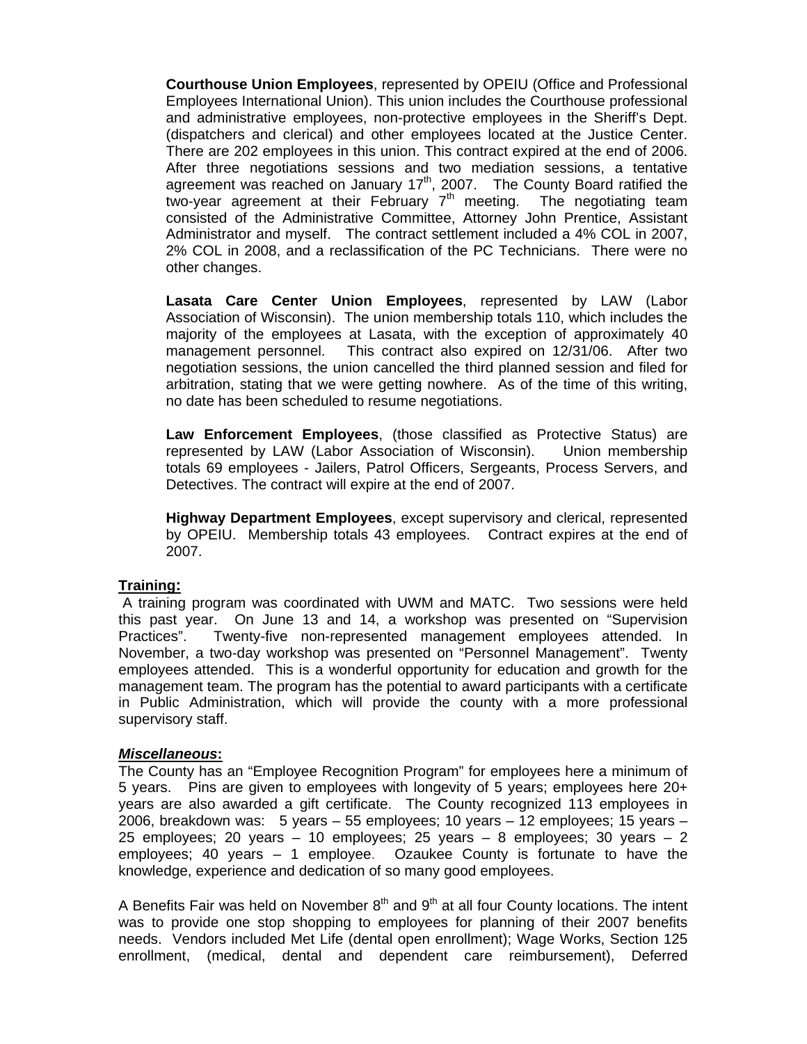**Courthouse Union Employees**, represented by OPEIU (Office and Professional Employees International Union). This union includes the Courthouse professional and administrative employees, non-protective employees in the Sheriff's Dept. (dispatchers and clerical) and other employees located at the Justice Center. There are 202 employees in this union. This contract expired at the end of 2006. After three negotiations sessions and two mediation sessions, a tentative agreement was reached on January 17th, 2007. The County Board ratified the two-year agreement at their February 7th meeting. The negotiating team consisted of the Administrative Committee, Attorney John Prentice, Assistant Administrator and myself. The contract settlement included a 4% COL in 2007, 2% COL in 2008, and a reclassification of the PC Technicians. There were no other changes.

**Lasata Care Center Union Employees**, represented by LAW (Labor Association of Wisconsin). The union membership totals 110, which includes the majority of the employees at Lasata, with the exception of approximately 40 management personnel. This contract also expired on 12/31/06. After two negotiation sessions, the union cancelled the third planned session and filed for arbitration, stating that we were getting nowhere. As of the time of this writing, no date has been scheduled to resume negotiations.

**Law Enforcement Employees**, (those classified as Protective Status) are represented by LAW (Labor Association of Wisconsin). Union membership totals 69 employees - Jailers, Patrol Officers, Sergeants, Process Servers, and Detectives. The contract will expire at the end of 2007.

**Highway Department Employees**, except supervisory and clerical, represented by OPEIU. Membership totals 43 employees. Contract expires at the end of 2007.

**<u>Training:</u>**

A training program was coordinated with UWM and MATC. Two sessions were held this past year. On June 13 and 14, a workshop was presented on "Supervision Practices". Twenty-five non-represented management employees attended. In November, a two-day workshop was presented on "Personnel Management". Twenty employees attended. This is a wonderful opportunity for education and growth for the management team. The program has the potential to award participants with a certificate in Public Administration, which will provide the county with a more professional supervisory staff.

***<u>Miscellaneous</u>*:**

The County has an "Employee Recognition Program" for employees here a minimum of 5 years. Pins are given to employees with longevity of 5 years; employees here 20+ years are also awarded a gift certificate. The County recognized 113 employees in 2006, breakdown was: 5 years – 55 employees; 10 years – 12 employees; 15 years – 25 employees; 20 years – 10 employees; 25 years – 8 employees; 30 years – 2 employees; 40 years – 1 employee. Ozaukee County is fortunate to have the knowledge, experience and dedication of so many good employees.

A Benefits Fair was held on November 8th and 9th at all four County locations. The intent was to provide one stop shopping to employees for planning of their 2007 benefits needs. Vendors included Met Life (dental open enrollment); Wage Works, Section 125 enrollment, (medical, dental and dependent care reimbursement), Deferred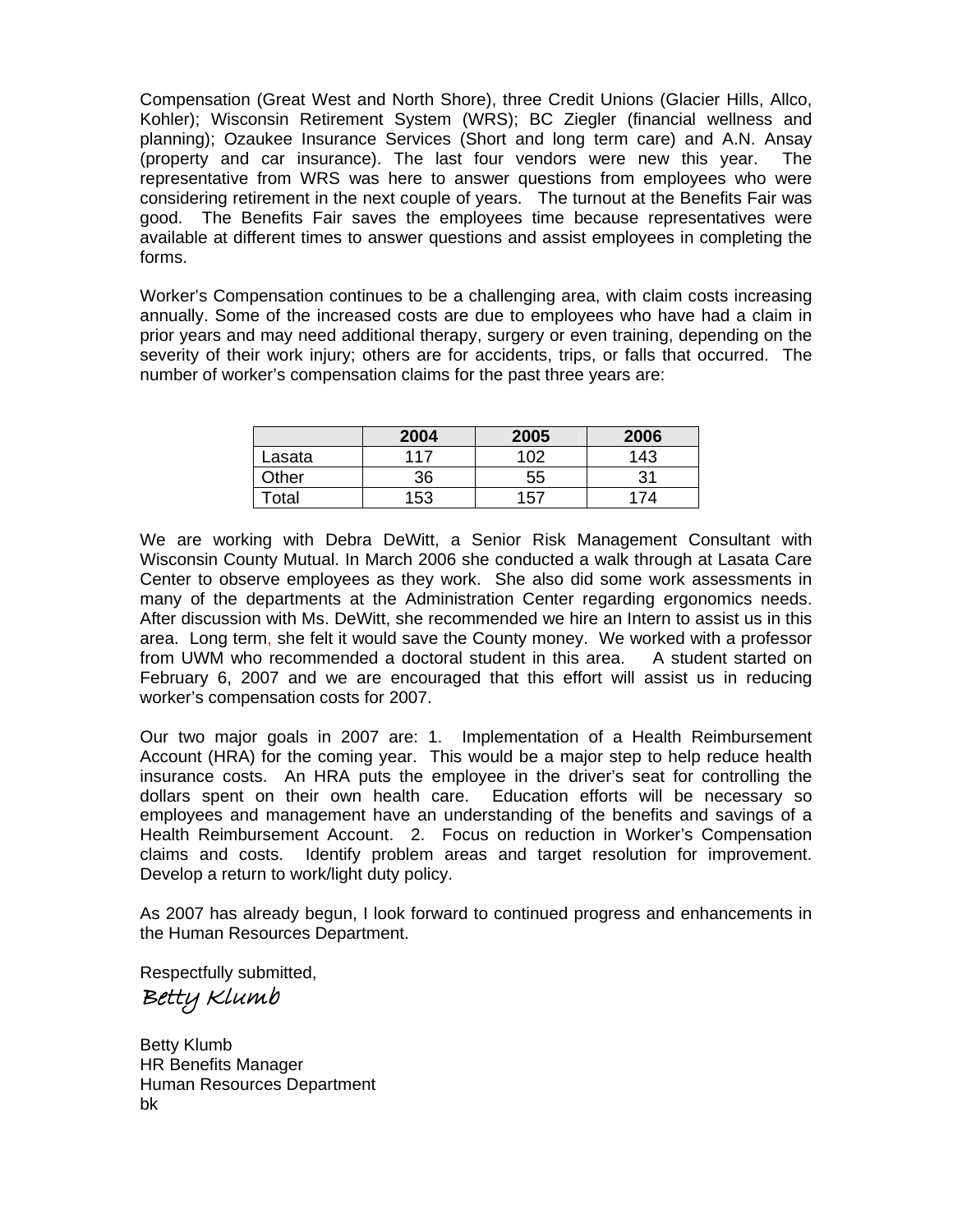Compensation (Great West and North Shore), three Credit Unions (Glacier Hills, Allco, Kohler); Wisconsin Retirement System (WRS); BC Ziegler (financial wellness and planning); Ozaukee Insurance Services (Short and long term care) and A.N. Ansay (property and car insurance). The last four vendors were new this year. The representative from WRS was here to answer questions from employees who were considering retirement in the next couple of years. The turnout at the Benefits Fair was good. The Benefits Fair saves the employees time because representatives were available at different times to answer questions and assist employees in completing the forms.

Worker's Compensation continues to be a challenging area, with claim costs increasing annually. Some of the increased costs are due to employees who have had a claim in prior years and may need additional therapy, surgery or even training, depending on the severity of their work injury; others are for accidents, trips, or falls that occurred. The number of worker's compensation claims for the past three years are:

| | 2004 | 2005 | 2006 |
|---|---|---|---|
| Lasata | 117 | 102 | 143 |
| Other | 36 | 55 | 31 |
| Total | 153 | 157 | 174 |

We are working with Debra DeWitt, a Senior Risk Management Consultant with Wisconsin County Mutual. In March 2006 she conducted a walk through at Lasata Care Center to observe employees as they work. She also did some work assessments in many of the departments at the Administration Center regarding ergonomics needs. After discussion with Ms. DeWitt, she recommended we hire an Intern to assist us in this area. Long term, she felt it would save the County money. We worked with a professor from UWM who recommended a doctoral student in this area. A student started on February 6, 2007 and we are encouraged that this effort will assist us in reducing worker's compensation costs for 2007.

Our two major goals in 2007 are: 1. Implementation of a Health Reimbursement Account (HRA) for the coming year. This would be a major step to help reduce health insurance costs. An HRA puts the employee in the driver's seat for controlling the dollars spent on their own health care. Education efforts will be necessary so employees and management have an understanding of the benefits and savings of a Health Reimbursement Account. 2. Focus on reduction in Worker's Compensation claims and costs. Identify problem areas and target resolution for improvement. Develop a return to work/light duty policy.

As 2007 has already begun, I look forward to continued progress and enhancements in the Human Resources Department.

Respectfully submitted,

*Betty Klumb*

Betty Klumb
HR Benefits Manager
Human Resources Department
bk